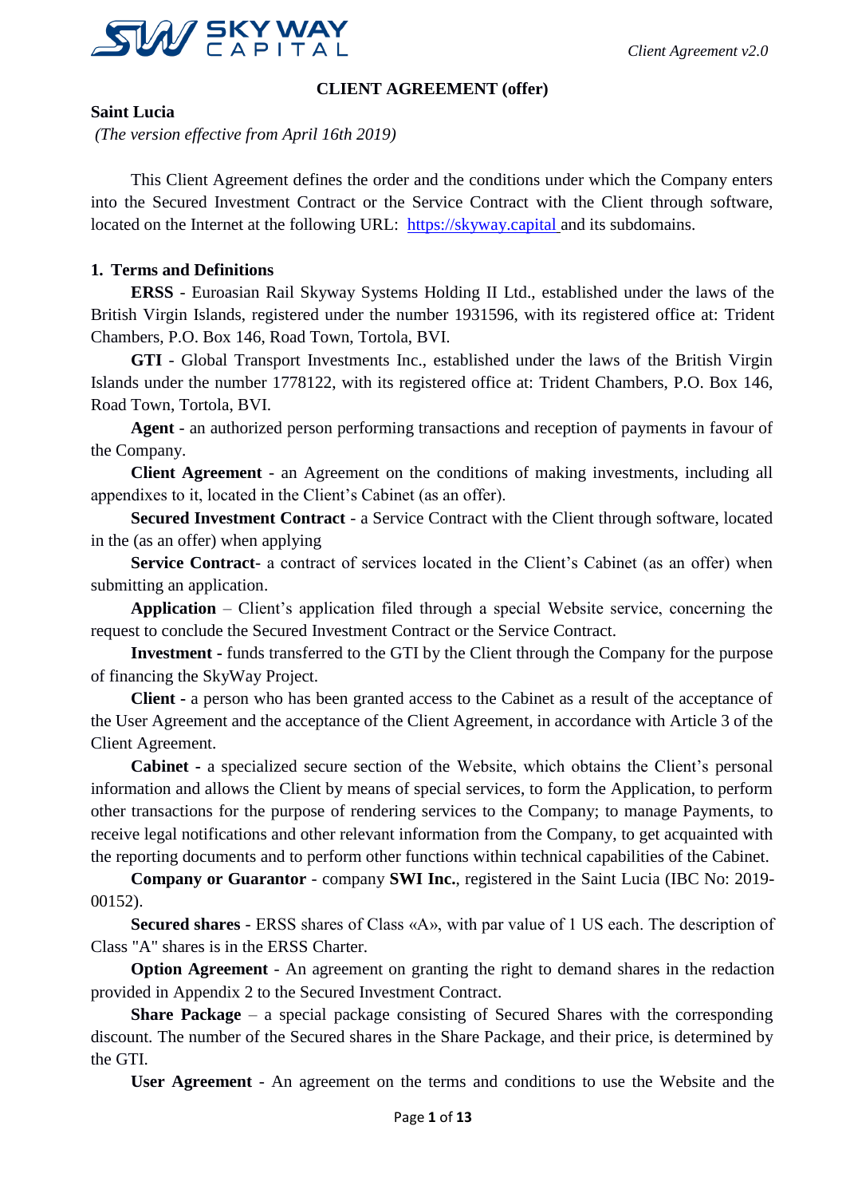**CLIENT AGREEMENT (offer)**

**Saint Lucia**

*(The version effective from April 16th 2019)*

This Client Agreement defines the order and the conditions under which the Company enters into the Secured Investment Contract or the Service Contract with the Client through software, located on the Internet at the following URL: [https://skyway.capital](https://skyway.capital) and its subdomains.

## 1. Terms and Definitions

**ERSS** - Euroasian Rail Skyway Systems Holding II Ltd., established under the laws of the British Virgin Islands, registered under the number 1931596, with its registered office at: Trident Chambers, P.O. Box 146, Road Town, Tortola, BVI.

**GTI** - Global Transport Investments Inc., established under the laws of the British Virgin Islands under the number 1778122, with its registered office at: Trident Chambers, P.O. Box 146, Road Town, Tortola, BVI.

**Agent** - an authorized person performing transactions and reception of payments in favour of the Company.

**Client Agreement** - an Agreement on the conditions of making investments, including all appendixes to it, located in the Client's Cabinet (as an offer).

**Secured Investment Contract** - a Service Contract with the Client through software, located in the (as an offer) when applying

**Service Contract**- a contract of services located in the Client's Cabinet (as an offer) when submitting an application.

**Application** – Client's application filed through a special Website service, concerning the request to conclude the Secured Investment Contract or the Service Contract.

**Investment** - funds transferred to the GTI by the Client through the Company for the purpose of financing the SkyWay Project.

**Client** - a person who has been granted access to the Cabinet as a result of the acceptance of the User Agreement and the acceptance of the Client Agreement, in accordance with Article 3 of the Client Agreement.

**Cabinet** - a specialized secure section of the Website, which obtains the Client's personal information and allows the Client by means of special services, to form the Application, to perform other transactions for the purpose of rendering services to the Company; to manage Payments, to receive legal notifications and other relevant information from the Company, to get acquainted with the reporting documents and to perform other functions within technical capabilities of the Cabinet.

**Company or Guarantor** - company **SWI Inc.**, registered in the Saint Lucia (IBC No: 2019-00152).

**Secured shares** - ERSS shares of Class «A», with par value of 1 US each. The description of Class "A" shares is in the ERSS Charter.

**Option Agreement** - An agreement on granting the right to demand shares in the redaction provided in Appendix 2 to the Secured Investment Contract.

**Share Package** – a special package consisting of Secured Shares with the corresponding discount. The number of the Secured shares in the Share Package, and their price, is determined by the GTI.

**User Agreement** - An agreement on the terms and conditions to use the Website and the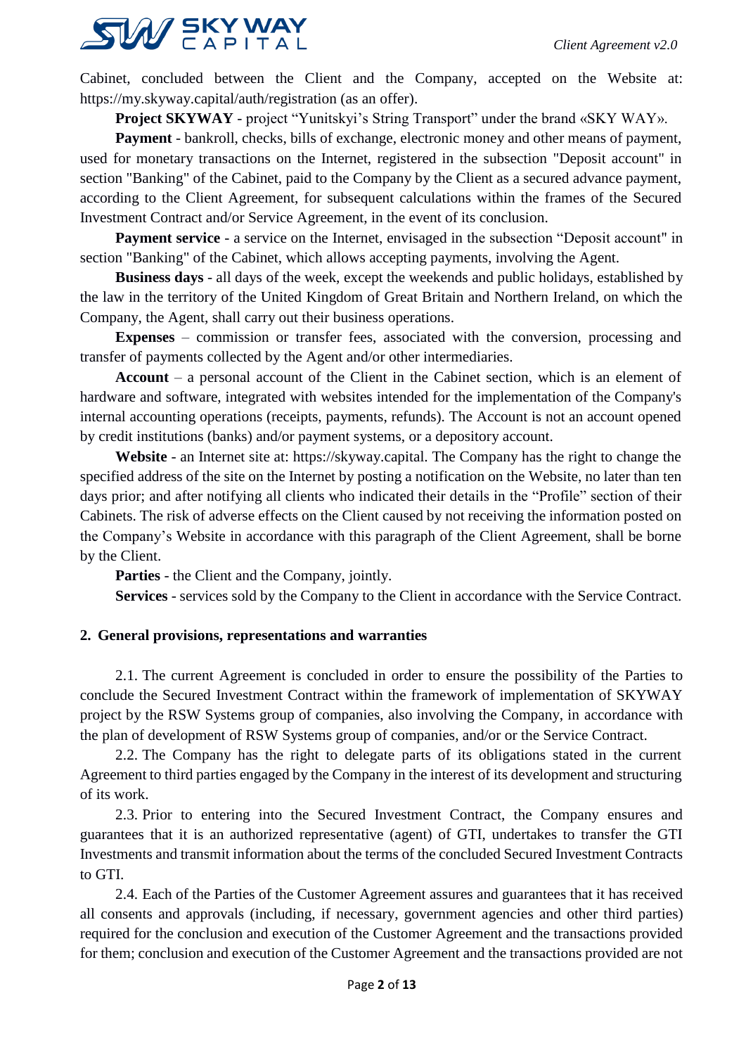Cabinet, concluded between the Client and the Company, accepted on the Website at: https://my.skyway.capital/auth/registration (as an offer).

**Project SKYWAY** - project "Yunitskyi's String Transport" under the brand «SKY WAY».

**Payment** - bankroll, checks, bills of exchange, electronic money and other means of payment, used for monetary transactions on the Internet, registered in the subsection "Deposit account" in section "Banking" of the Cabinet, paid to the Company by the Client as a secured advance payment, according to the Client Agreement, for subsequent calculations within the frames of the Secured Investment Contract and/or Service Agreement, in the event of its conclusion.

**Payment service** - a service on the Internet, envisaged in the subsection "Deposit account" in section "Banking" of the Cabinet, which allows accepting payments, involving the Agent.

**Business days** - all days of the week, except the weekends and public holidays, established by the law in the territory of the United Kingdom of Great Britain and Northern Ireland, on which the Company, the Agent, shall carry out their business operations.

**Expenses** – commission or transfer fees, associated with the conversion, processing and transfer of payments collected by the Agent and/or other intermediaries.

**Account** – a personal account of the Client in the Cabinet section, which is an element of hardware and software, integrated with websites intended for the implementation of the Company's internal accounting operations (receipts, payments, refunds). The Account is not an account opened by credit institutions (banks) and/or payment systems, or a depository account.

**Website** - an Internet site at: https://skyway.capital. The Company has the right to change the specified address of the site on the Internet by posting a notification on the Website, no later than ten days prior; and after notifying all clients who indicated their details in the "Profile" section of their Cabinets. The risk of adverse effects on the Client caused by not receiving the information posted on the Company's Website in accordance with this paragraph of the Client Agreement, shall be borne by the Client.

**Parties** - the Client and the Company, jointly.

**Services** - services sold by the Company to the Client in accordance with the Service Contract.

## 2. General provisions, representations and warranties

2.1. The current Agreement is concluded in order to ensure the possibility of the Parties to conclude the Secured Investment Contract within the framework of implementation of SKYWAY project by the RSW Systems group of companies, also involving the Company, in accordance with the plan of development of RSW Systems group of companies, and/or or the Service Contract.

2.2. The Company has the right to delegate parts of its obligations stated in the current Agreement to third parties engaged by the Company in the interest of its development and structuring of its work.

2.3. Prior to entering into the Secured Investment Contract, the Company ensures and guarantees that it is an authorized representative (agent) of GTI, undertakes to transfer the GTI Investments and transmit information about the terms of the concluded Secured Investment Contracts to GTI.

2.4. Each of the Parties of the Customer Agreement assures and guarantees that it has received all consents and approvals (including, if necessary, government agencies and other third parties) required for the conclusion and execution of the Customer Agreement and the transactions provided for them; conclusion and execution of the Customer Agreement and the transactions provided are not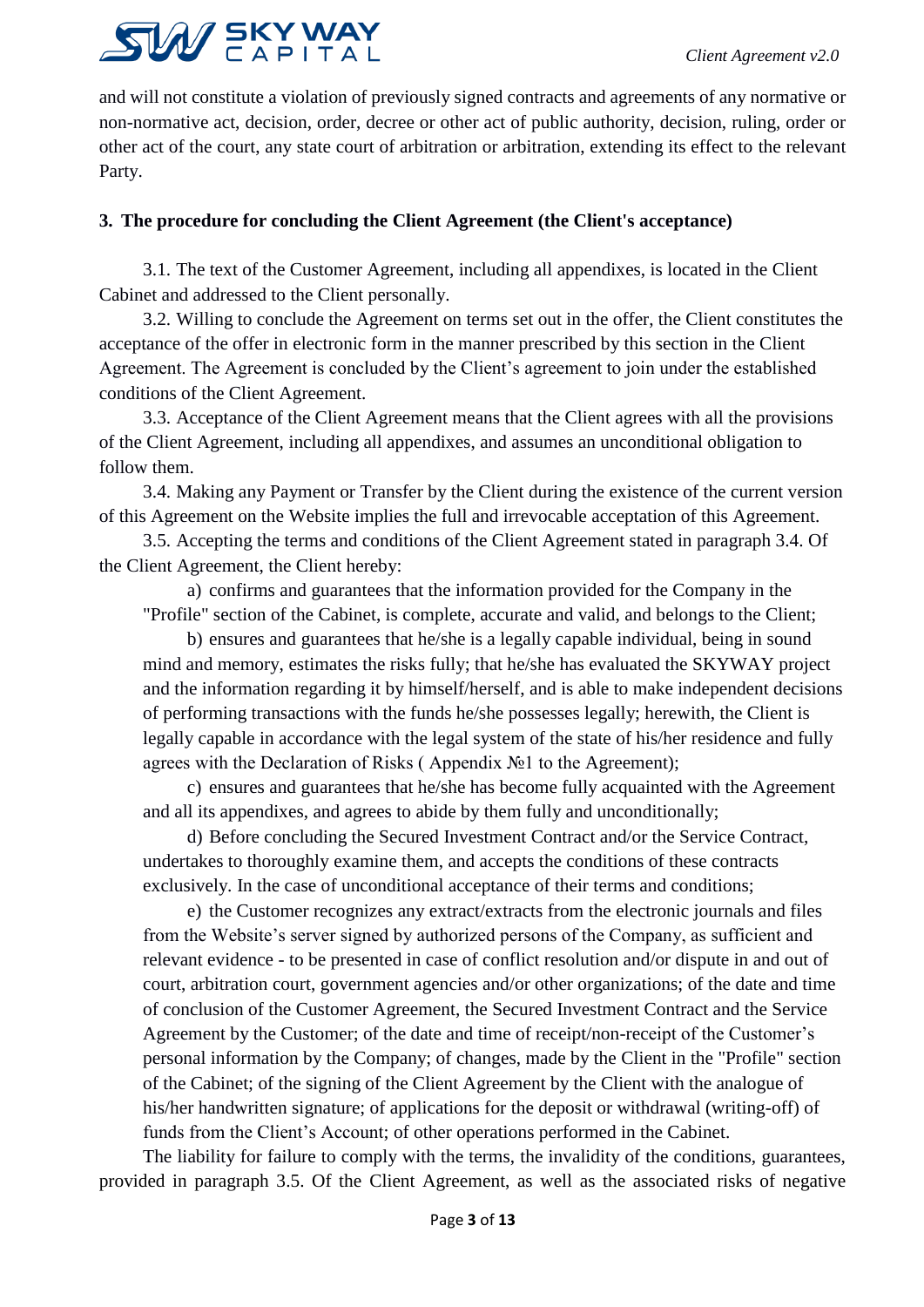and will not constitute a violation of previously signed contracts and agreements of any normative or non-normative act, decision, order, decree or other act of public authority, decision, ruling, order or other act of the court, any state court of arbitration or arbitration, extending its effect to the relevant Party.

## 3. The procedure for concluding the Client Agreement (the Client's acceptance)

3.1. The text of the Customer Agreement, including all appendixes, is located in the Client Cabinet and addressed to the Client personally.

3.2. Willing to conclude the Agreement on terms set out in the offer, the Client constitutes the acceptance of the offer in electronic form in the manner prescribed by this section in the Client Agreement. The Agreement is concluded by the Client's agreement to join under the established conditions of the Client Agreement.

3.3. Acceptance of the Client Agreement means that the Client agrees with all the provisions of the Client Agreement, including all appendixes, and assumes an unconditional obligation to follow them.

3.4. Making any Payment or Transfer by the Client during the existence of the current version of this Agreement on the Website implies the full and irrevocable acceptance of this Agreement.

3.5. Accepting the terms and conditions of the Client Agreement stated in paragraph 3.4. Of the Client Agreement, the Client hereby:

a) confirms and guarantees that the information provided for the Company in the "Profile" section of the Cabinet, is complete, accurate and valid, and belongs to the Client;

b) ensures and guarantees that he/she is a legally capable individual, being in sound mind and memory, estimates the risks fully; that he/she has evaluated the SKYWAY project and the information regarding it by himself/herself, and is able to make independent decisions of performing transactions with the funds he/she possesses legally; herewith, the Client is legally capable in accordance with the legal system of the state of his/her residence and fully agrees with the Declaration of Risks ( Appendix №1 to the Agreement);

c) ensures and guarantees that he/she has become fully acquainted with the Agreement and all its appendixes, and agrees to abide by them fully and unconditionally;

d) Before concluding the Secured Investment Contract and/or the Service Contract, undertakes to thoroughly examine them, and accepts the conditions of these contracts exclusively. In the case of unconditional acceptance of their terms and conditions;

e) the Customer recognizes any extract/extracts from the electronic journals and files from the Website's server signed by authorized persons of the Company, as sufficient and relevant evidence - to be presented in case of conflict resolution and/or dispute in and out of court, arbitration court, government agencies and/or other organizations; of the date and time of conclusion of the Customer Agreement, the Secured Investment Contract and the Service Agreement by the Customer; of the date and time of receipt/non-receipt of the Customer's personal information by the Company; of changes, made by the Client in the "Profile" section of the Cabinet; of the signing of the Client Agreement by the Client with the analogue of his/her handwritten signature; of applications for the deposit or withdrawal (writing-off) of funds from the Client's Account; of other operations performed in the Cabinet.

The liability for failure to comply with the terms, the invalidity of the conditions, guarantees, provided in paragraph 3.5. Of the Client Agreement, as well as the associated risks of negative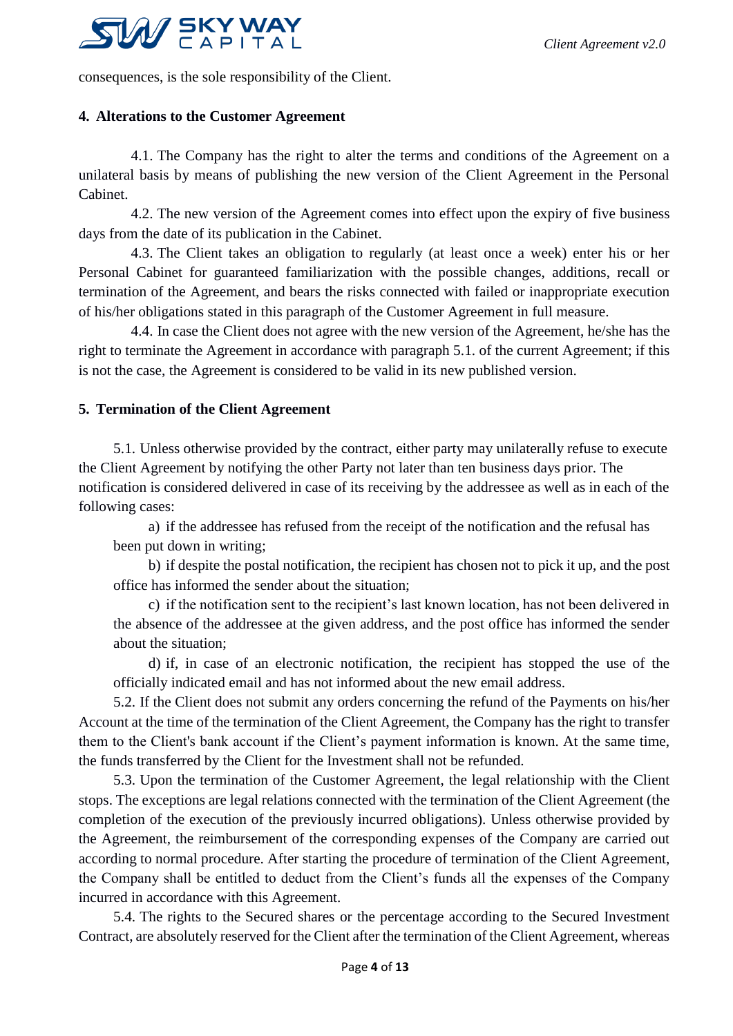consequences, is the sole responsibility of the Client.

## 4. Alterations to the Customer Agreement

4.1. The Company has the right to alter the terms and conditions of the Agreement on a unilateral basis by means of publishing the new version of the Client Agreement in the Personal Cabinet.

4.2. The new version of the Agreement comes into effect upon the expiry of five business days from the date of its publication in the Cabinet.

4.3. The Client takes an obligation to regularly (at least once a week) enter his or her Personal Cabinet for guaranteed familiarization with the possible changes, additions, recall or termination of the Agreement, and bears the risks connected with failed or inappropriate execution of his/her obligations stated in this paragraph of the Customer Agreement in full measure.

4.4. In case the Client does not agree with the new version of the Agreement, he/she has the right to terminate the Agreement in accordance with paragraph 5.1. of the current Agreement; if this is not the case, the Agreement is considered to be valid in its new published version.

## 5. Termination of the Client Agreement

5.1. Unless otherwise provided by the contract, either party may unilaterally refuse to execute the Client Agreement by notifying the other Party not later than ten business days prior. The notification is considered delivered in case of its receiving by the addressee as well as in each of the following cases:

a) if the addressee has refused from the receipt of the notification and the refusal has been put down in writing;

b) if despite the postal notification, the recipient has chosen not to pick it up, and the post office has informed the sender about the situation;

c) if the notification sent to the recipient's last known location, has not been delivered in the absence of the addressee at the given address, and the post office has informed the sender about the situation;

d) if, in case of an electronic notification, the recipient has stopped the use of the officially indicated email and has not informed about the new email address.

5.2. If the Client does not submit any orders concerning the refund of the Payments on his/her Account at the time of the termination of the Client Agreement, the Company has the right to transfer them to the Client's bank account if the Client's payment information is known. At the same time, the funds transferred by the Client for the Investment shall not be refunded.

5.3. Upon the termination of the Customer Agreement, the legal relationship with the Client stops. The exceptions are legal relations connected with the termination of the Client Agreement (the completion of the execution of the previously incurred obligations). Unless otherwise provided by the Agreement, the reimbursement of the corresponding expenses of the Company are carried out according to normal procedure. After starting the procedure of termination of the Client Agreement, the Company shall be entitled to deduct from the Client's funds all the expenses of the Company incurred in accordance with this Agreement.

5.4. The rights to the Secured shares or the percentage according to the Secured Investment Contract, are absolutely reserved for the Client after the termination of the Client Agreement, whereas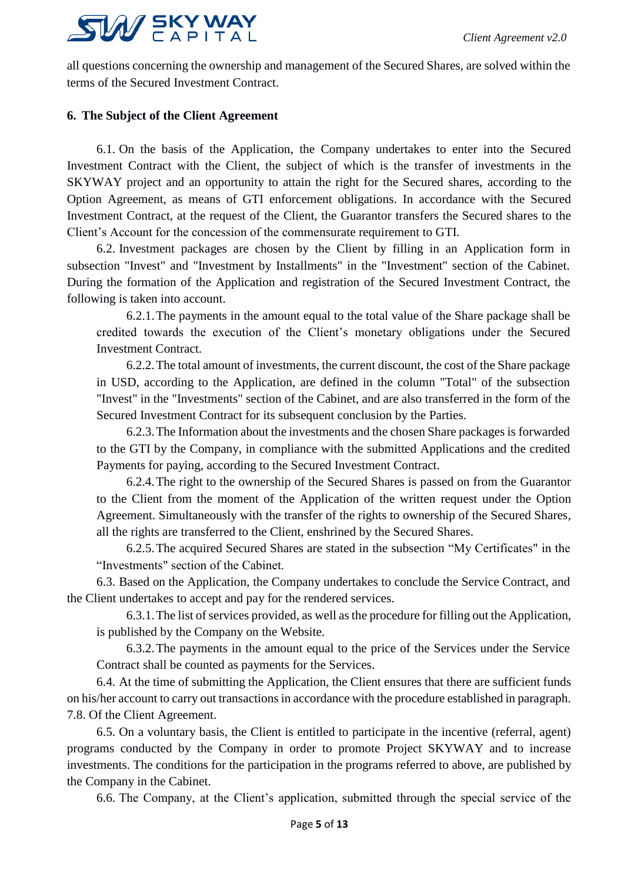all questions concerning the ownership and management of the Secured Shares, are solved within the terms of the Secured Investment Contract.

**6. The Subject of the Client Agreement**

6.1. On the basis of the Application, the Company undertakes to enter into the Secured Investment Contract with the Client, the subject of which is the transfer of investments in the SKYWAY project and an opportunity to attain the right for the Secured shares, according to the Option Agreement, as means of GTI enforcement obligations. In accordance with the Secured Investment Contract, at the request of the Client, the Guarantor transfers the Secured shares to the Client's Account for the concession of the commensurate requirement to GTI.

6.2. Investment packages are chosen by the Client by filling in an Application form in subsection "Invest" and "Investment by Installments" in the "Investment" section of the Cabinet. During the formation of the Application and registration of the Secured Investment Contract, the following is taken into account.

6.2.1. The payments in the amount equal to the total value of the Share package shall be credited towards the execution of the Client's monetary obligations under the Secured Investment Contract.

6.2.2. The total amount of investments, the current discount, the cost of the Share package in USD, according to the Application, are defined in the column "Total" of the subsection "Invest" in the "Investments" section of the Cabinet, and are also transferred in the form of the Secured Investment Contract for its subsequent conclusion by the Parties.

6.2.3. The Information about the investments and the chosen Share packages is forwarded to the GTI by the Company, in compliance with the submitted Applications and the credited Payments for paying, according to the Secured Investment Contract.

6.2.4. The right to the ownership of the Secured Shares is passed on from the Guarantor to the Client from the moment of the Application of the written request under the Option Agreement. Simultaneously with the transfer of the rights to ownership of the Secured Shares, all the rights are transferred to the Client, enshrined by the Secured Shares.

6.2.5. The acquired Secured Shares are stated in the subsection "My Certificates" in the "Investments" section of the Cabinet.

6.3. Based on the Application, the Company undertakes to conclude the Service Contract, and the Client undertakes to accept and pay for the rendered services.

6.3.1. The list of services provided, as well as the procedure for filling out the Application, is published by the Company on the Website.

6.3.2. The payments in the amount equal to the price of the Services under the Service Contract shall be counted as payments for the Services.

6.4. At the time of submitting the Application, the Client ensures that there are sufficient funds on his/her account to carry out transactions in accordance with the procedure established in paragraph. 7.8. Of the Client Agreement.

6.5. On a voluntary basis, the Client is entitled to participate in the incentive (referral, agent) programs conducted by the Company in order to promote Project SKYWAY and to increase investments. The conditions for the participation in the programs referred to above, are published by the Company in the Cabinet.

6.6. The Company, at the Client's application, submitted through the special service of the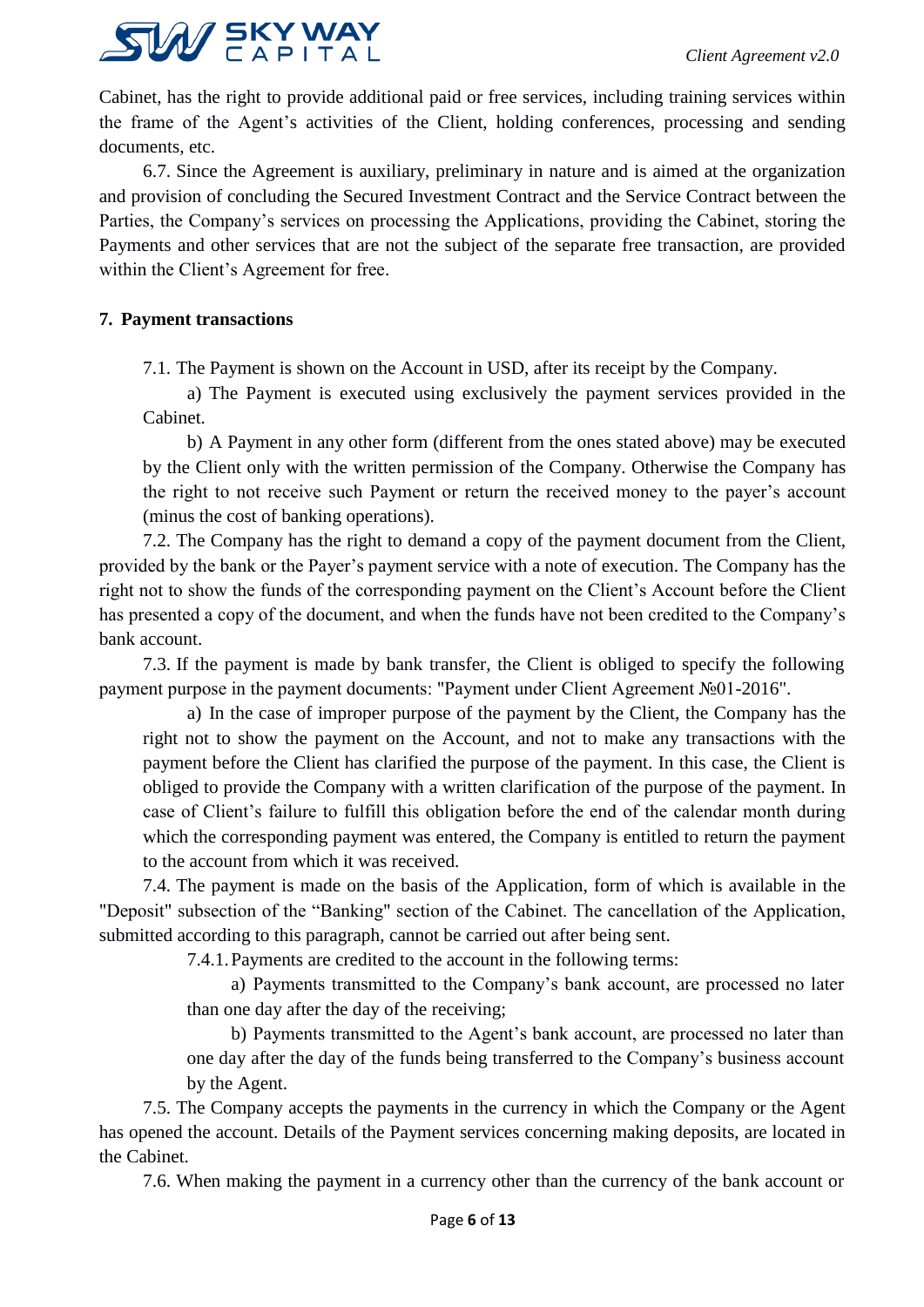Cabinet, has the right to provide additional paid or free services, including training services within the frame of the Agent's activities of the Client, holding conferences, processing and sending documents, etc.

6.7. Since the Agreement is auxiliary, preliminary in nature and is aimed at the organization and provision of concluding the Secured Investment Contract and the Service Contract between the Parties, the Company's services on processing the Applications, providing the Cabinet, storing the Payments and other services that are not the subject of the separate free transaction, are provided within the Client's Agreement for free.

**7. Payment transactions**

7.1. The Payment is shown on the Account in USD, after its receipt by the Company.

a) The Payment is executed using exclusively the payment services provided in the Cabinet.

b) A Payment in any other form (different from the ones stated above) may be executed by the Client only with the written permission of the Company. Otherwise the Company has the right to not receive such Payment or return the received money to the payer's account (minus the cost of banking operations).

7.2. The Company has the right to demand a copy of the payment document from the Client, provided by the bank or the Payer's payment service with a note of execution. The Company has the right not to show the funds of the corresponding payment on the Client's Account before the Client has presented a copy of the document, and when the funds have not been credited to the Company's bank account.

7.3. If the payment is made by bank transfer, the Client is obliged to specify the following payment purpose in the payment documents: "Payment under Client Agreement №01-2016".

a) In the case of improper purpose of the payment by the Client, the Company has the right not to show the payment on the Account, and not to make any transactions with the payment before the Client has clarified the purpose of the payment. In this case, the Client is obliged to provide the Company with a written clarification of the purpose of the payment. In case of Client's failure to fulfill this obligation before the end of the calendar month during which the corresponding payment was entered, the Company is entitled to return the payment to the account from which it was received.

7.4. The payment is made on the basis of the Application, form of which is available in the "Deposit" subsection of the "Banking" section of the Cabinet. The cancellation of the Application, submitted according to this paragraph, cannot be carried out after being sent.

7.4.1. Payments are credited to the account in the following terms:

a) Payments transmitted to the Company's bank account, are processed no later than one day after the day of the receiving;

b) Payments transmitted to the Agent's bank account, are processed no later than one day after the day of the funds being transferred to the Company's business account by the Agent.

7.5. The Company accepts the payments in the currency in which the Company or the Agent has opened the account. Details of the Payment services concerning making deposits, are located in the Cabinet.

7.6. When making the payment in a currency other than the currency of the bank account or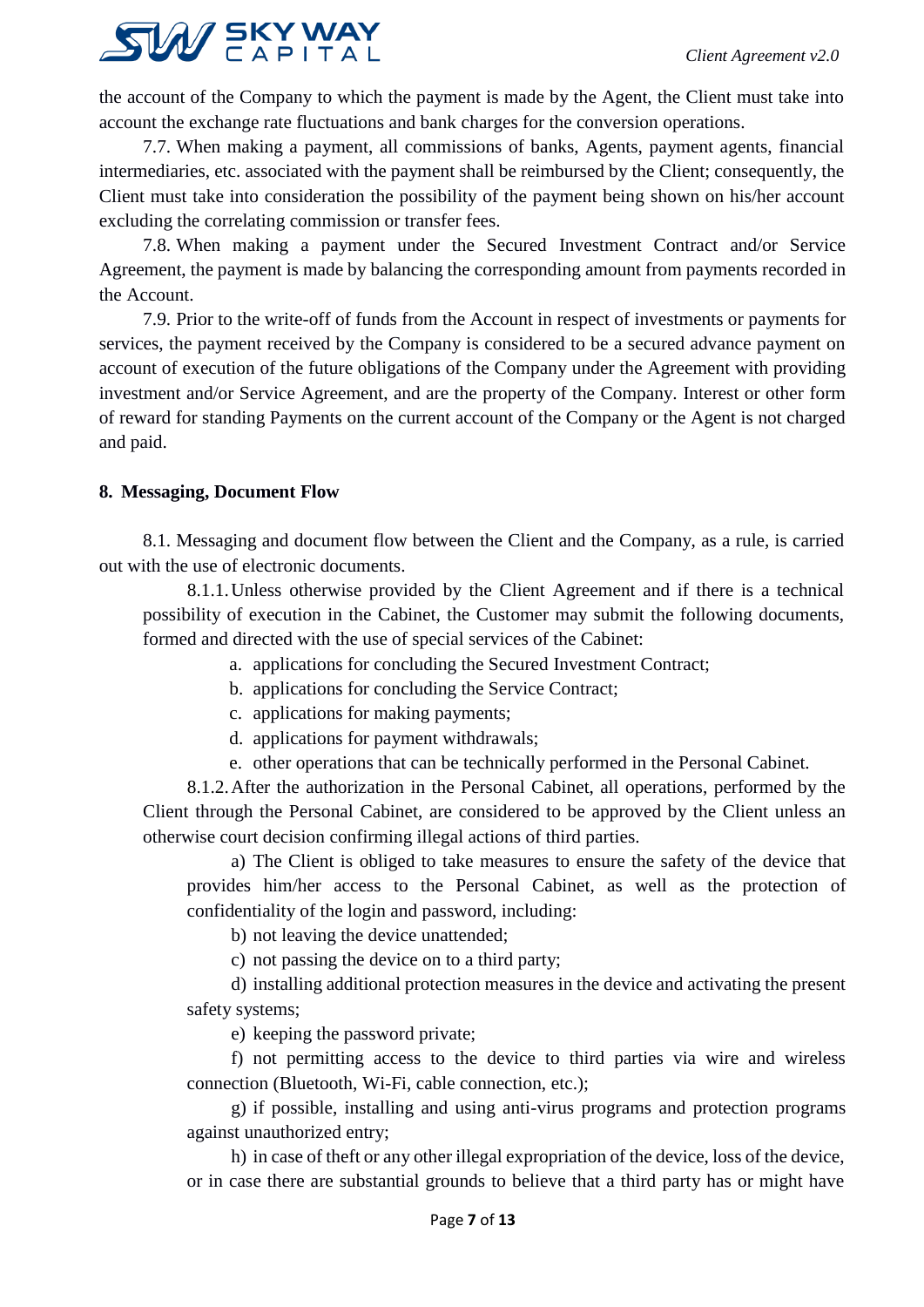the account of the Company to which the payment is made by the Agent, the Client must take into account the exchange rate fluctuations and bank charges for the conversion operations.

7.7. When making a payment, all commissions of banks, Agents, payment agents, financial intermediaries, etc. associated with the payment shall be reimbursed by the Client; consequently, the Client must take into consideration the possibility of the payment being shown on his/her account excluding the correlating commission or transfer fees.

7.8. When making a payment under the Secured Investment Contract and/or Service Agreement, the payment is made by balancing the corresponding amount from payments recorded in the Account.

7.9. Prior to the write-off of funds from the Account in respect of investments or payments for services, the payment received by the Company is considered to be a secured advance payment on account of execution of the future obligations of the Company under the Agreement with providing investment and/or Service Agreement, and are the property of the Company. Interest or other form of reward for standing Payments on the current account of the Company or the Agent is not charged and paid.

## 8. Messaging, Document Flow

8.1. Messaging and document flow between the Client and the Company, as a rule, is carried out with the use of electronic documents.

8.1.1. Unless otherwise provided by the Client Agreement and if there is a technical possibility of execution in the Cabinet, the Customer may submit the following documents, formed and directed with the use of special services of the Cabinet:

a. applications for concluding the Secured Investment Contract;
b. applications for concluding the Service Contract;
c. applications for making payments;
d. applications for payment withdrawals;
e. other operations that can be technically performed in the Personal Cabinet.

8.1.2. After the authorization in the Personal Cabinet, all operations, performed by the Client through the Personal Cabinet, are considered to be approved by the Client unless an otherwise court decision confirming illegal actions of third parties.

a) The Client is obliged to take measures to ensure the safety of the device that provides him/her access to the Personal Cabinet, as well as the protection of confidentiality of the login and password, including:

b) not leaving the device unattended;

c) not passing the device on to a third party;

d) installing additional protection measures in the device and activating the present safety systems;

e) keeping the password private;

f) not permitting access to the device to third parties via wire and wireless connection (Bluetooth, Wi-Fi, cable connection, etc.);

g) if possible, installing and using anti-virus programs and protection programs against unauthorized entry;

h) in case of theft or any other illegal expropriation of the device, loss of the device, or in case there are substantial grounds to believe that a third party has or might have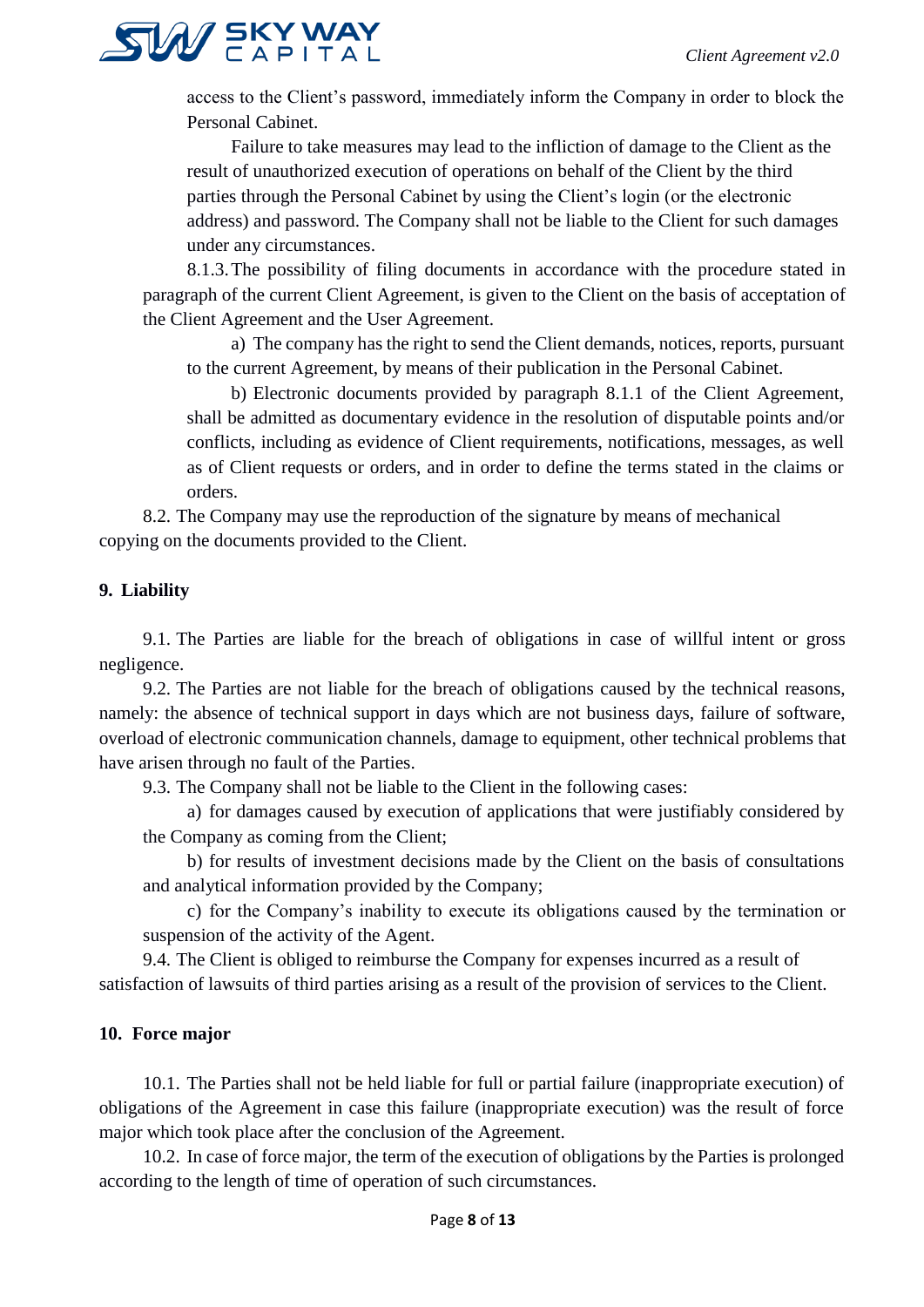access to the Client's password, immediately inform the Company in order to block the Personal Cabinet.

Failure to take measures may lead to the infliction of damage to the Client as the result of unauthorized execution of operations on behalf of the Client by the third parties through the Personal Cabinet by using the Client's login (or the electronic address) and password. The Company shall not be liable to the Client for such damages under any circumstances.

8.1.3. The possibility of filing documents in accordance with the procedure stated in paragraph of the current Client Agreement, is given to the Client on the basis of acceptation of the Client Agreement and the User Agreement.

a) The company has the right to send the Client demands, notices, reports, pursuant to the current Agreement, by means of their publication in the Personal Cabinet.

b) Electronic documents provided by paragraph 8.1.1 of the Client Agreement, shall be admitted as documentary evidence in the resolution of disputable points and/or conflicts, including as evidence of Client requirements, notifications, messages, as well as of Client requests or orders, and in order to define the terms stated in the claims or orders.

8.2. The Company may use the reproduction of the signature by means of mechanical copying on the documents provided to the Client.

## 9. Liability

9.1. The Parties are liable for the breach of obligations in case of willful intent or gross negligence.

9.2. The Parties are not liable for the breach of obligations caused by the technical reasons, namely: the absence of technical support in days which are not business days, failure of software, overload of electronic communication channels, damage to equipment, other technical problems that have arisen through no fault of the Parties.

9.3. The Company shall not be liable to the Client in the following cases:

a) for damages caused by execution of applications that were justifiably considered by the Company as coming from the Client;

b) for results of investment decisions made by the Client on the basis of consultations and analytical information provided by the Company;

c) for the Company's inability to execute its obligations caused by the termination or suspension of the activity of the Agent.

9.4. The Client is obliged to reimburse the Company for expenses incurred as a result of satisfaction of lawsuits of third parties arising as a result of the provision of services to the Client.

## 10. Force major

10.1. The Parties shall not be held liable for full or partial failure (inappropriate execution) of obligations of the Agreement in case this failure (inappropriate execution) was the result of force major which took place after the conclusion of the Agreement.

10.2. In case of force major, the term of the execution of obligations by the Parties is prolonged according to the length of time of operation of such circumstances.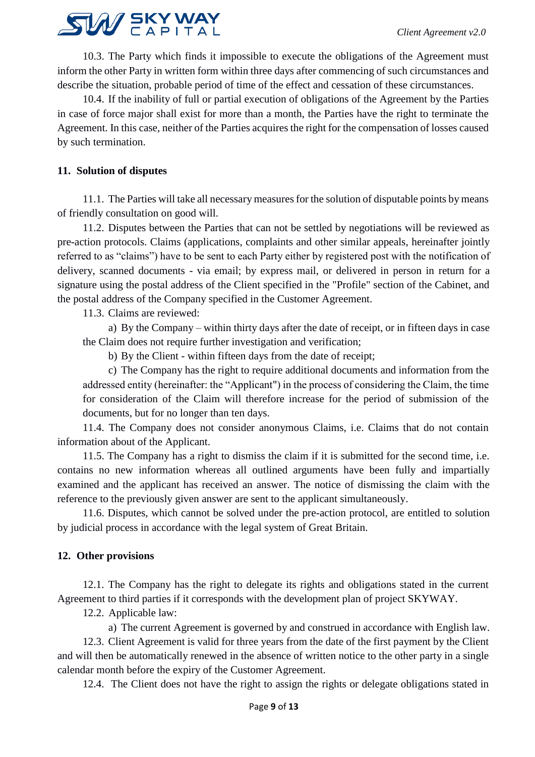10.3. The Party which finds it impossible to execute the obligations of the Agreement must inform the other Party in written form within three days after commencing of such circumstances and describe the situation, probable period of time of the effect and cessation of these circumstances.

10.4. If the inability of full or partial execution of obligations of the Agreement by the Parties in case of force major shall exist for more than a month, the Parties have the right to terminate the Agreement. In this case, neither of the Parties acquires the right for the compensation of losses caused by such termination.

## 11. Solution of disputes

11.1. The Parties will take all necessary measures for the solution of disputable points by means of friendly consultation on good will.

11.2. Disputes between the Parties that can not be settled by negotiations will be reviewed as pre-action protocols. Claims (applications, complaints and other similar appeals, hereinafter jointly referred to as "claims") have to be sent to each Party either by registered post with the notification of delivery, scanned documents - via email; by express mail, or delivered in person in return for a signature using the postal address of the Client specified in the "Profile" section of the Cabinet, and the postal address of the Company specified in the Customer Agreement.

11.3. Claims are reviewed:

a) By the Company – within thirty days after the date of receipt, or in fifteen days in case the Claim does not require further investigation and verification;

b) By the Client - within fifteen days from the date of receipt;

c) The Company has the right to require additional documents and information from the addressed entity (hereinafter: the "Applicant") in the process of considering the Claim, the time for consideration of the Claim will therefore increase for the period of submission of the documents, but for no longer than ten days.

11.4. The Company does not consider anonymous Claims, i.e. Claims that do not contain information about of the Applicant.

11.5. The Company has a right to dismiss the claim if it is submitted for the second time, i.e. contains no new information whereas all outlined arguments have been fully and impartially examined and the applicant has received an answer. The notice of dismissing the claim with the reference to the previously given answer are sent to the applicant simultaneously.

11.6. Disputes, which cannot be solved under the pre-action protocol, are entitled to solution by judicial process in accordance with the legal system of Great Britain.

## 12. Other provisions

12.1. The Company has the right to delegate its rights and obligations stated in the current Agreement to third parties if it corresponds with the development plan of project SKYWAY.

12.2. Applicable law:

a) The current Agreement is governed by and construed in accordance with English law.

12.3. Client Agreement is valid for three years from the date of the first payment by the Client and will then be automatically renewed in the absence of written notice to the other party in a single calendar month before the expiry of the Customer Agreement.

12.4. The Client does not have the right to assign the rights or delegate obligations stated in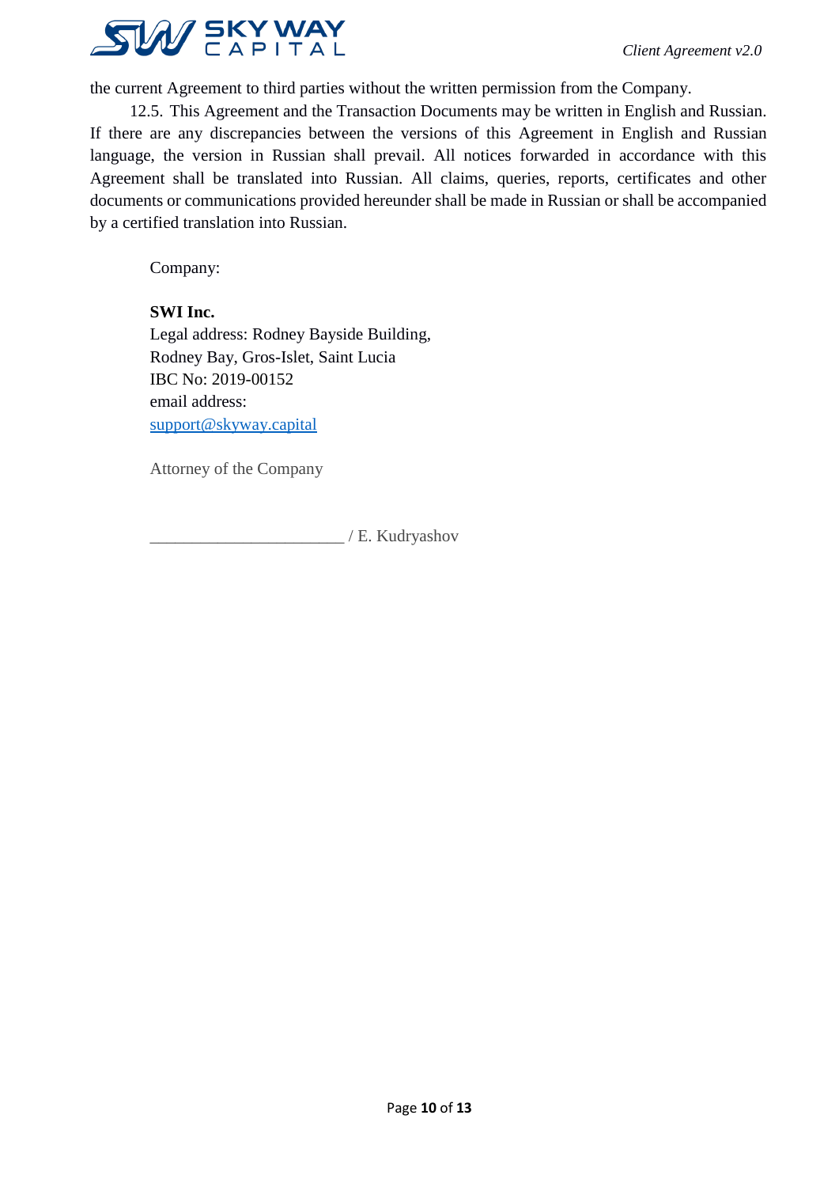the current Agreement to third parties without the written permission from the Company.

12.5. This Agreement and the Transaction Documents may be written in English and Russian. If there are any discrepancies between the versions of this Agreement in English and Russian language, the version in Russian shall prevail. All notices forwarded in accordance with this Agreement shall be translated into Russian. All claims, queries, reports, certificates and other documents or communications provided hereunder shall be made in Russian or shall be accompanied by a certified translation into Russian.

Company:

**SWI Inc.**
Legal address: Rodney Bayside Building,
Rodney Bay, Gros-Islet, Saint Lucia
IBC No: 2019-00152
email address:
support@skyway.capital

Attorney of the Company

______________________ / E. Kudryashov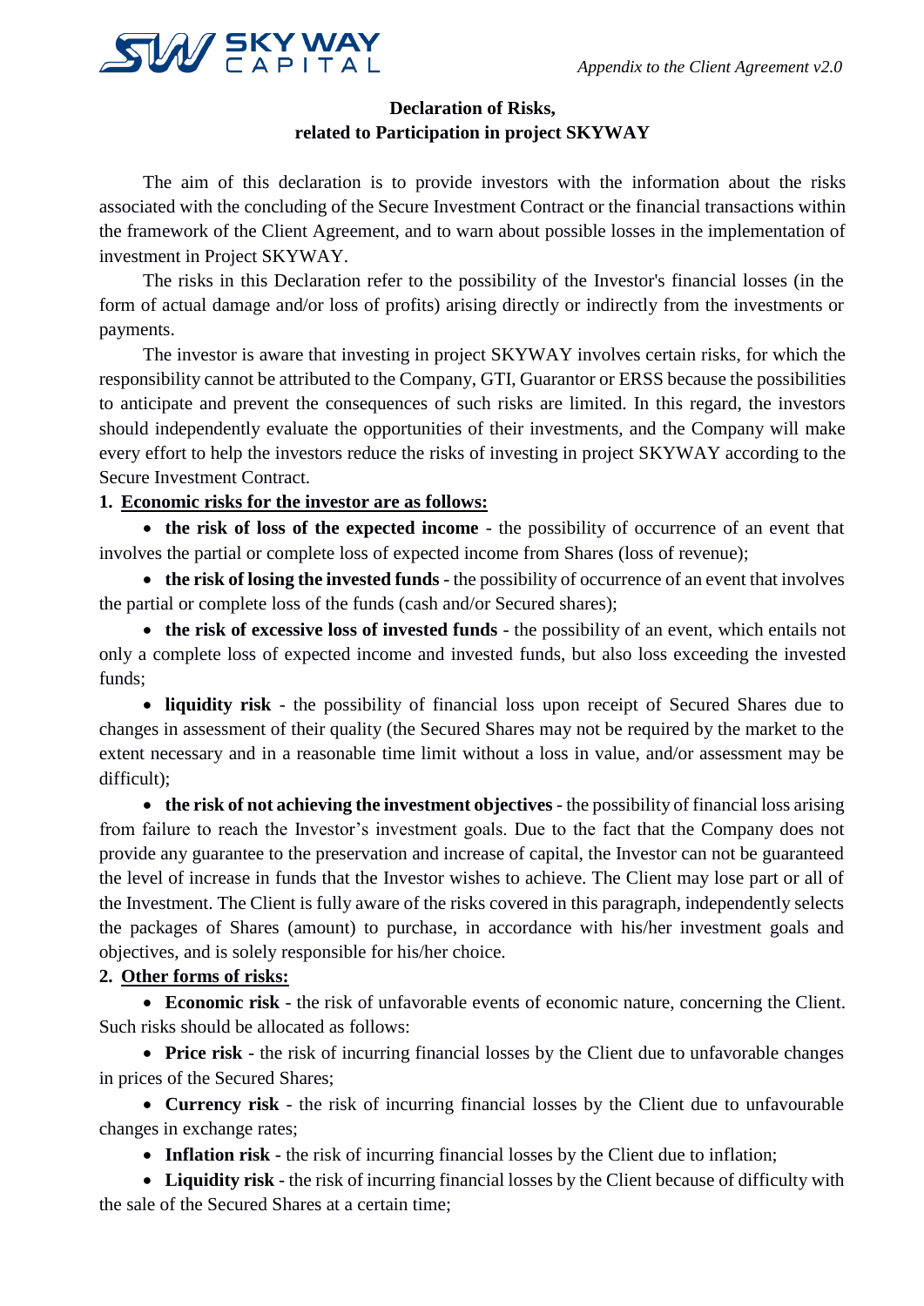Appendix to the Client Agreement v2.0

**Declaration of Risks,**
**related to Participation in project SKYWAY**

The aim of this declaration is to provide investors with the information about the risks associated with the concluding of the Secure Investment Contract or the financial transactions within the framework of the Client Agreement, and to warn about possible losses in the implementation of investment in Project SKYWAY.

The risks in this Declaration refer to the possibility of the Investor's financial losses (in the form of actual damage and/or loss of profits) arising directly or indirectly from the investments or payments.

The investor is aware that investing in project SKYWAY involves certain risks, for which the responsibility cannot be attributed to the Company, GTI, Guarantor or ERSS because the possibilities to anticipate and prevent the consequences of such risks are limited. In this regard, the investors should independently evaluate the opportunities of their investments, and the Company will make every effort to help the investors reduce the risks of investing in project SKYWAY according to the Secure Investment Contract.

**1. Economic risks for the investor are as follows:**

- **the risk of loss of the expected income** - the possibility of occurrence of an event that involves the partial or complete loss of expected income from Shares (loss of revenue);
- **the risk of losing the invested funds** - the possibility of occurrence of an event that involves the partial or complete loss of the funds (cash and/or Secured shares);
- **the risk of excessive loss of invested funds** - the possibility of an event, which entails not only a complete loss of expected income and invested funds, but also loss exceeding the invested funds;
- **liquidity risk** - the possibility of financial loss upon receipt of Secured Shares due to changes in assessment of their quality (the Secured Shares may not be required by the market to the extent necessary and in a reasonable time limit without a loss in value, and/or assessment may be difficult);
- **the risk of not achieving the investment objectives** - the possibility of financial loss arising from failure to reach the Investor's investment goals. Due to the fact that the Company does not provide any guarantee to the preservation and increase of capital, the Investor can not be guaranteed the level of increase in funds that the Investor wishes to achieve. The Client may lose part or all of the Investment. The Client is fully aware of the risks covered in this paragraph, independently selects the packages of Shares (amount) to purchase, in accordance with his/her investment goals and objectives, and is solely responsible for his/her choice.

**2. Other forms of risks:**

- **Economic risk** - the risk of unfavorable events of economic nature, concerning the Client. Such risks should be allocated as follows:
- **Price risk** - the risk of incurring financial losses by the Client due to unfavorable changes in prices of the Secured Shares;
- **Currency risk** - the risk of incurring financial losses by the Client due to unfavourable changes in exchange rates;
- **Inflation risk** - the risk of incurring financial losses by the Client due to inflation;
- **Liquidity risk** - the risk of incurring financial losses by the Client because of difficulty with the sale of the Secured Shares at a certain time;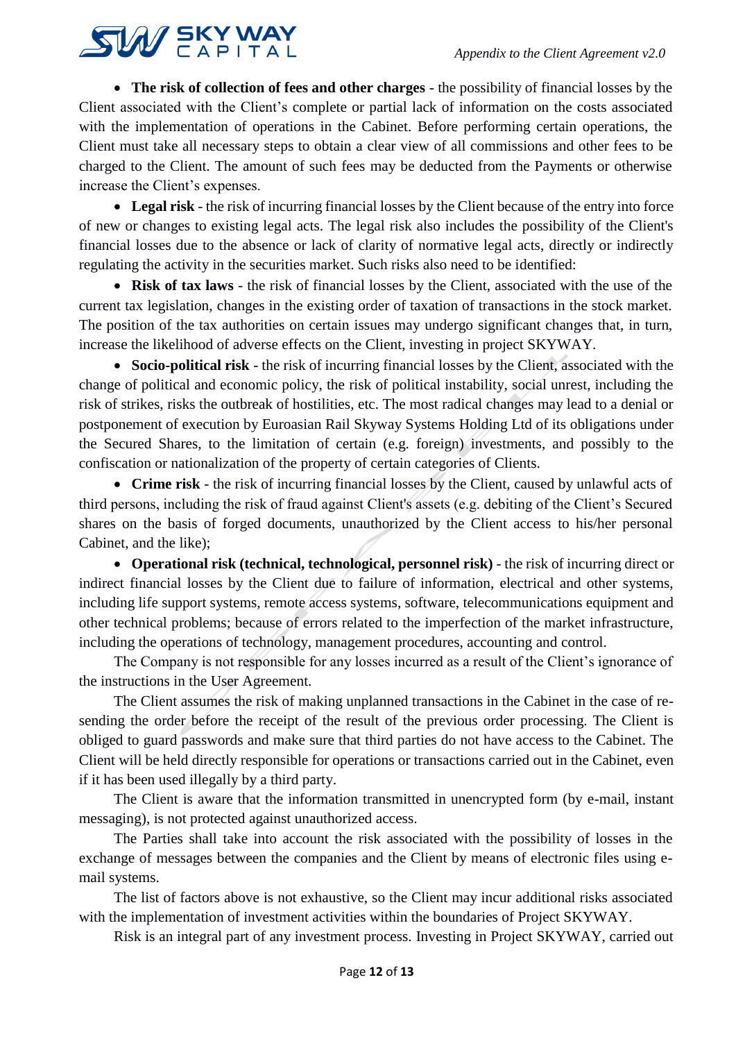- **The risk of collection of fees and other charges** - the possibility of financial losses by the Client associated with the Client's complete or partial lack of information on the costs associated with the implementation of operations in the Cabinet. Before performing certain operations, the Client must take all necessary steps to obtain a clear view of all commissions and other fees to be charged to the Client. The amount of such fees may be deducted from the Payments or otherwise increase the Client's expenses.
- **Legal risk** - the risk of incurring financial losses by the Client because of the entry into force of new or changes to existing legal acts. The legal risk also includes the possibility of the Client's financial losses due to the absence or lack of clarity of normative legal acts, directly or indirectly regulating the activity in the securities market. Such risks also need to be identified:
- **Risk of tax laws** - the risk of financial losses by the Client, associated with the use of the current tax legislation, changes in the existing order of taxation of transactions in the stock market. The position of the tax authorities on certain issues may undergo significant changes that, in turn, increase the likelihood of adverse effects on the Client, investing in project SKYWAY.
- **Socio-political risk** - the risk of incurring financial losses by the Client, associated with the change of political and economic policy, the risk of political instability, social unrest, including the risk of strikes, risks the outbreak of hostilities, etc. The most radical changes may lead to a denial or postponement of execution by Euroasian Rail Skyway Systems Holding Ltd of its obligations under the Secured Shares, to the limitation of certain (e.g. foreign) investments, and possibly to the confiscation or nationalization of the property of certain categories of Clients.
- **Crime risk** - the risk of incurring financial losses by the Client, caused by unlawful acts of third persons, including the risk of fraud against Client's assets (e.g. debiting of the Client's Secured shares on the basis of forged documents, unauthorized by the Client access to his/her personal Cabinet, and the like);
- **Operational risk (technical, technological, personnel risk)** - the risk of incurring direct or indirect financial losses by the Client due to failure of information, electrical and other systems, including life support systems, remote access systems, software, telecommunications equipment and other technical problems; because of errors related to the imperfection of the market infrastructure, including the operations of technology, management procedures, accounting and control.

The Company is not responsible for any losses incurred as a result of the Client's ignorance of the instructions in the User Agreement.

The Client assumes the risk of making unplanned transactions in the Cabinet in the case of re-sending the order before the receipt of the result of the previous order processing. The Client is obliged to guard passwords and make sure that third parties do not have access to the Cabinet. The Client will be held directly responsible for operations or transactions carried out in the Cabinet, even if it has been used illegally by a third party.

The Client is aware that the information transmitted in unencrypted form (by e-mail, instant messaging), is not protected against unauthorized access.

The Parties shall take into account the risk associated with the possibility of losses in the exchange of messages between the companies and the Client by means of electronic files using e-mail systems.

The list of factors above is not exhaustive, so the Client may incur additional risks associated with the implementation of investment activities within the boundaries of Project SKYWAY.

Risk is an integral part of any investment process. Investing in Project SKYWAY, carried out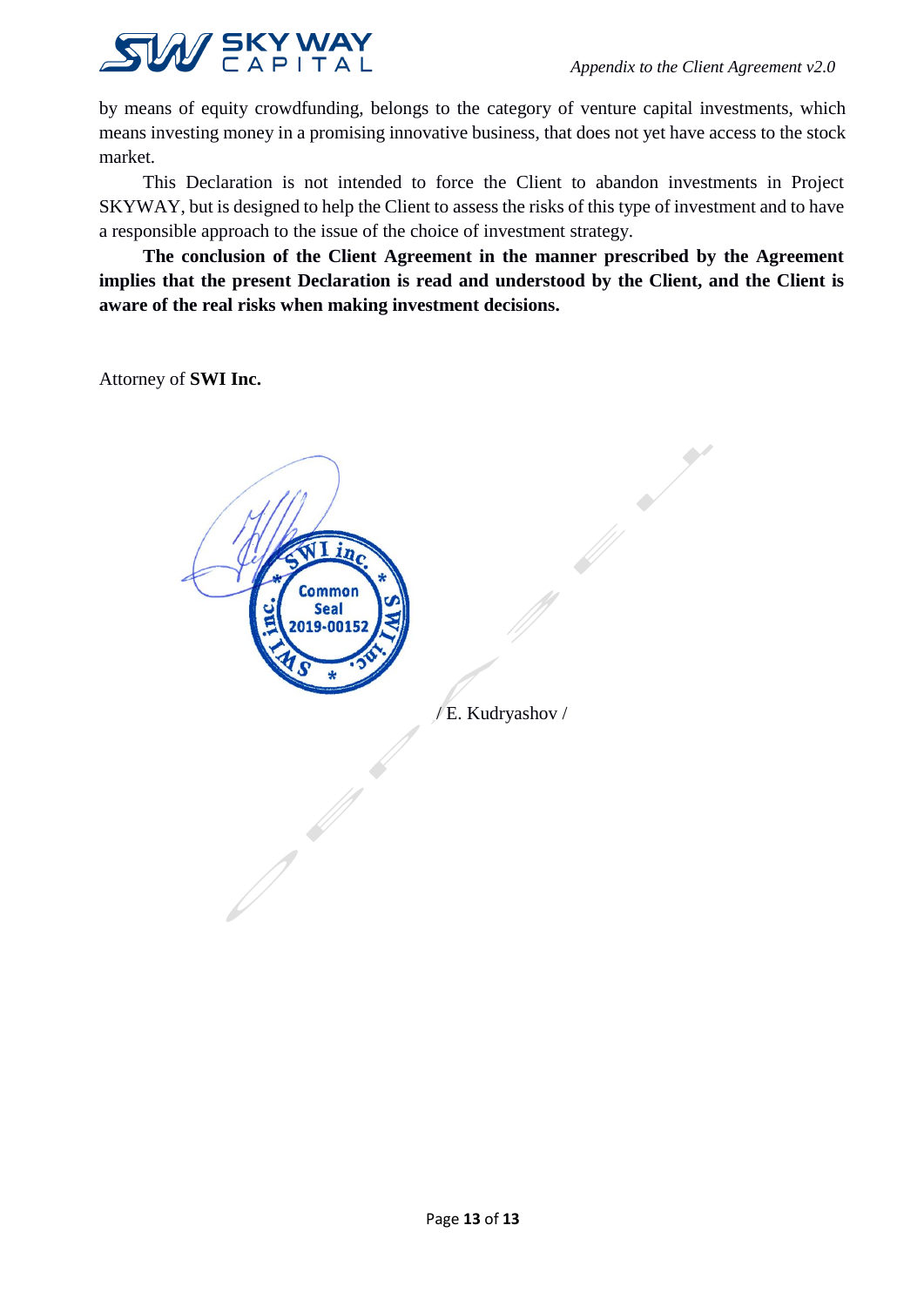by means of equity crowdfunding, belongs to the category of venture capital investments, which means investing money in a promising innovative business, that does not yet have access to the stock market.

This Declaration is not intended to force the Client to abandon investments in Project SKYWAY, but is designed to help the Client to assess the risks of this type of investment and to have a responsible approach to the issue of the choice of investment strategy.

**The conclusion of the Client Agreement in the manner prescribed by the Agreement implies that the present Declaration is read and understood by the Client, and the Client is aware of the real risks when making investment decisions.**

Attorney of **SWI Inc.**

SWI inc. * Common Seal 2019-00152

/ E. Kudryashov /